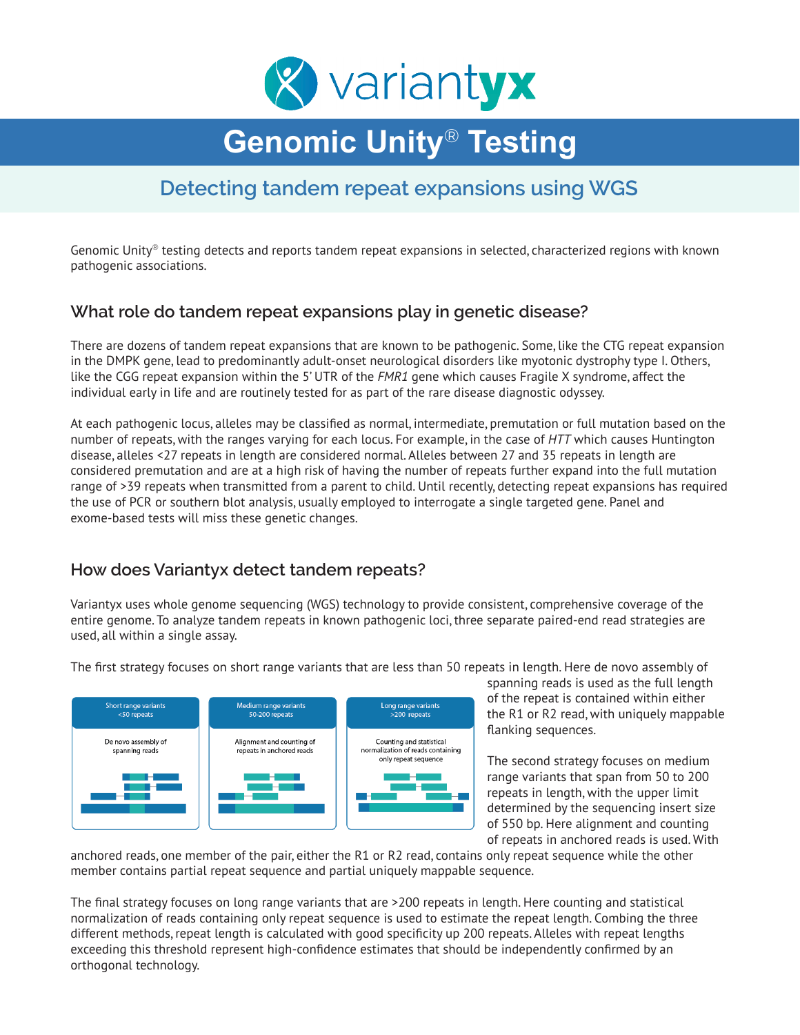# variantyx

# Genomic Unity® Testing

## Detecting tandem repeat expansions using WGS

Genomic Unity® testing detects and reports tandem repeat expansions in selected, characterized regions with known pathogenic associations.

### What role do tandem repeat expansions play in genetic disease?

There are dozens of tandem repeat expansions that are known to be pathogenic. Some, like the CTG repeat expansion in the DMPK gene, lead to predominantly adult-onset neurological disorders like myotonic dystrophy type I. Others, like the CGG repeat expansion within the 5' UTR of the *FMR1* gene which causes Fragile X syndrome, affect the individual early in life and are routinely tested for as part of the rare disease diagnostic odyssey.

At each pathogenic locus, alleles may be classified as normal, intermediate, premutation or full mutation based on the number of repeats, with the ranges varying for each locus. For example, in the case of *HTT* which causes Huntington disease, alleles <27 repeats in length are considered normal. Alleles between 27 and 35 repeats in length are considered premutation and are at a high risk of having the number of repeats further expand into the full mutation range of >39 repeats when transmitted from a parent to child. Until recently, detecting repeat expansions has required the use of PCR or southern blot analysis, usually employed to interrogate a single targeted gene. Panel and exome-based tests will miss these genetic changes.

### How does Variantyx detect tandem repeats?

Variantyx uses whole genome sequencing (WGS) technology to provide consistent, comprehensive coverage of the entire genome. To analyze tandem repeats in known pathogenic loci, three separate paired-end read strategies are used, all within a single assay.

| Short range variants <50 repeats | Medium range variants 50-200 repeats | Long range variants >200 repeats |
| --- | --- | --- |
| De novo assembly of spanning reads | Alignment and counting of repeats in anchored reads | Counting and statistical normalization of reads containing only repeat sequence |

The first strategy focuses on short range variants that are less than 50 repeats in length. Here de novo assembly of spanning reads is used as the full length of the repeat is contained within either the R1 or R2 read, with uniquely mappable flanking sequences.

The second strategy focuses on medium range variants that span from 50 to 200 repeats in length, with the upper limit determined by the sequencing insert size of 550 bp. Here alignment and counting of repeats in anchored reads is used. With anchored reads, one member of the pair, either the R1 or R2 read, contains only repeat sequence while the other member contains partial repeat sequence and partial uniquely mappable sequence.

The final strategy focuses on long range variants that are >200 repeats in length. Here counting and statistical normalization of reads containing only repeat sequence is used to estimate the repeat length. Combing the three different methods, repeat length is calculated with good specificity up 200 repeats. Alleles with repeat lengths exceeding this threshold represent high-confidence estimates that should be independently confirmed by an orthogonal technology.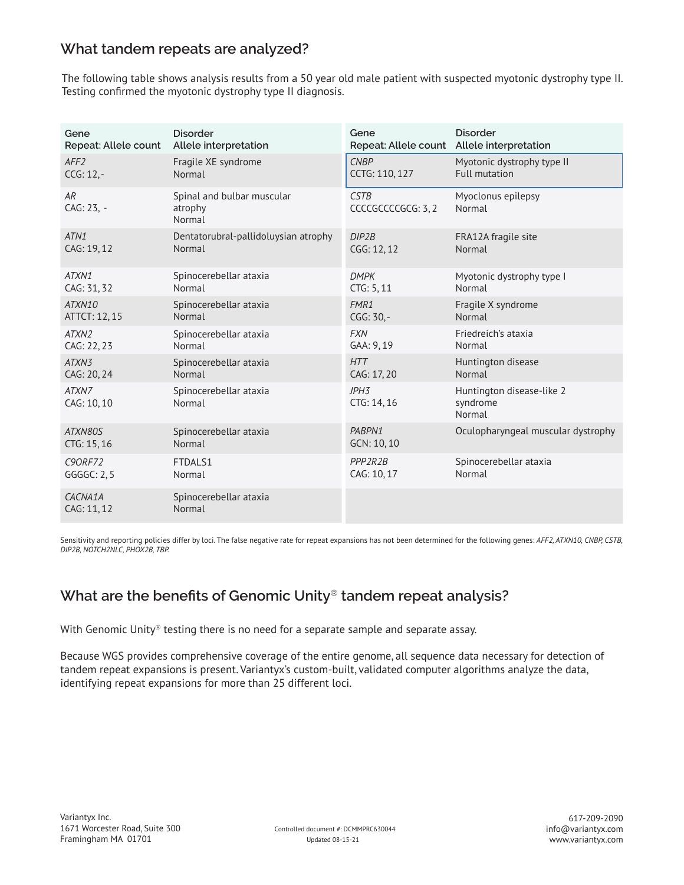## What tandem repeats are analyzed?

The following table shows analysis results from a 50 year old male patient with suspected myotonic dystrophy type II. Testing confirmed the myotonic dystrophy type II diagnosis.

| Gene<br>Repeat: Allele count | Disorder<br>Allele interpretation |
|---|---|
| *AFF2*<br>CCG: 12, - | Fragile XE syndrome<br>Normal |
| *AR*<br>CAG: 23, - | Spinal and bulbar muscular atrophy<br>Normal |
| *ATN1*<br>CAG: 19, 12 | Dentatorubral-pallidoluysian atrophy<br>Normal |
| *ATXN1*<br>CAG: 31, 32 | Spinocerebellar ataxia<br>Normal |
| *ATXN10*<br>ATTCT: 12, 15 | Spinocerebellar ataxia<br>Normal |
| *ATXN2*<br>CAG: 22, 23 | Spinocerebellar ataxia<br>Normal |
| *ATXN3*<br>CAG: 20, 24 | Spinocerebellar ataxia<br>Normal |
| *ATXN7*<br>CAG: 10, 10 | Spinocerebellar ataxia<br>Normal |
| *ATXN80S*<br>CTG: 15, 16 | Spinocerebellar ataxia<br>Normal |
| *C9ORF72*<br>GGGGC: 2, 5 | FTDALS1<br>Normal |
| *CACNA1A*<br>CAG: 11, 12 | Spinocerebellar ataxia<br>Normal |
| *CNBP*<br>CCTG: 110, 127 | Myotonic dystrophy type II<br>Full mutation |
| *CSTB*<br>CCCCGCCCCGCG: 3, 2 | Myoclonus epilepsy<br>Normal |
| *DIP2B*<br>CGG: 12, 12 | FRA12A fragile site<br>Normal |
| *DMPK*<br>CTG: 5, 11 | Myotonic dystrophy type I<br>Normal |
| *FMR1*<br>CGG: 30, - | Fragile X syndrome<br>Normal |
| *FXN*<br>GAA: 9, 19 | Friedreich's ataxia<br>Normal |
| *HTT*<br>CAG: 17, 20 | Huntington disease<br>Normal |
| *JPH3*<br>CTG: 14, 16 | Huntington disease-like 2 syndrome<br>Normal |
| *PABPN1*<br>GCN: 10, 10 | Oculopharyngeal muscular dystrophy |
| *PPP2R2B*<br>CAG: 10, 17 | Spinocerebellar ataxia<br>Normal |

Sensitivity and reporting policies differ by loci. The false negative rate for repeat expansions has not been determined for the following genes: *AFF2, ATXN10, CNBP, CSTB, DIP2B, NOTCH2NLC, PHOX2B, TBP.*

## What are the benefits of Genomic Unity® tandem repeat analysis?

With Genomic Unity® testing there is no need for a separate sample and separate assay.

Because WGS provides comprehensive coverage of the entire genome, all sequence data necessary for detection of tandem repeat expansions is present. Variantyx's custom-built, validated computer algorithms analyze the data, identifying repeat expansions for more than 25 different loci.

Variantyx Inc.
1671 Worcester Road, Suite 300
Framingham MA 01701

Controlled document #: DCMMPRC630044
Updated 08-15-21

617-209-2090
info@variantyx.com
www.variantyx.com